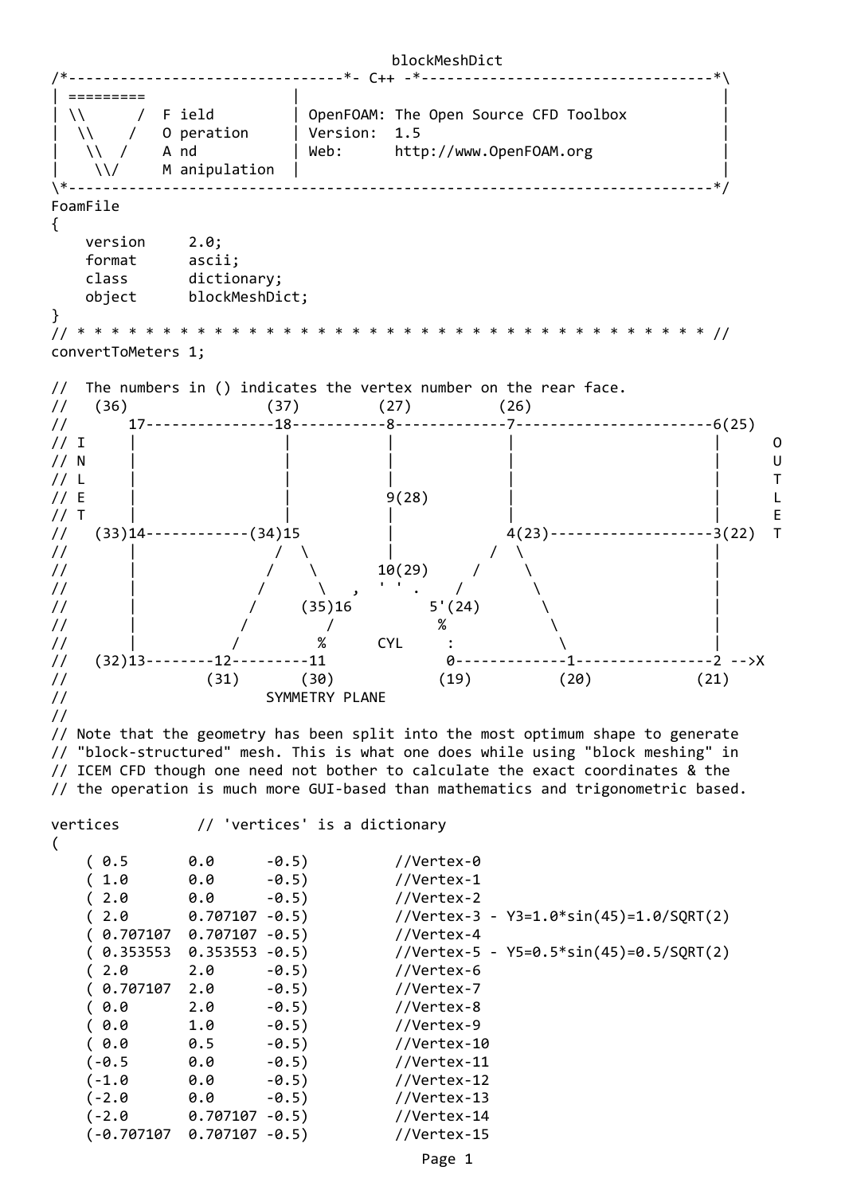blockMeshDict

```
/*--------------------------------*- C++ -*----------------------------------*\
| =========                 |                                                 |
| \\      /  F ield         | OpenFOAM: The Open Source CFD Toolbox           |
|  \\    /   O peration     | Version:  1.5                                   |
|   \\  /    A nd           | Web:      http://www.OpenFOAM.org               |
|    \\/     M anipulation  |                                                 |
\*---------------------------------------------------------------------------*/
FoamFile
{
    version     2.0;
    format      ascii;
    class       dictionary;
    object      blockMeshDict;
}
// * * * * * * * * * * * * * * * * * * * * * * * * * * * * * * * * * * * * * //
convertToMeters 1;

//  The numbers in () indicates the vertex number on the rear face.
//   (36)               (37)        (27)          (26)
//       17--------------18----------8------------7----------------------6(25)
// I     |                |          |            |                      |     O
// N     |                |          |            |                      |     U
// L     |                |          |            |                      |     T
// E     |                |          9(28)        |                      |     L
// T     |                |          |            |                      |     E
//   (33)14-----------(34)15         |            4(23)------------------3(22)  T
//       |               /  \        |           /  \                    |
//       |              /    \      10(29)     /     \                   |
//       |             /      \   ,  ' ' .    /       \                  |
//       |            /     (35)16         5'(24)      \                 |
//       |           /        /              %          \                |
//       |          /        %      CYL     :            \               |
//   (32)13--------12---------11             0-------------1---------------2 -->X
//                (31)       (30)           (19)          (20)           (21)
//                      SYMMETRY PLANE
//
// Note that the geometry has been split into the most optimum shape to generate
// "block-structured" mesh. This is what one does while using "block meshing" in
// ICEM CFD though one need not bother to calculate the exact coordinates & the
// the operation is much more GUI-based than mathematics and trigonometric based.

vertices         // 'vertices' is a dictionary
(
    ( 0.5       0.0      -0.5)          //Vertex-0
    ( 1.0       0.0      -0.5)          //Vertex-1
    ( 2.0       0.0      -0.5)          //Vertex-2
    ( 2.0       0.707107 -0.5)          //Vertex-3 - Y3=1.0*sin(45)=1.0/SQRT(2)
    ( 0.707107  0.707107 -0.5)          //Vertex-4
    ( 0.353553  0.353553 -0.5)          //Vertex-5 - Y5=0.5*sin(45)=0.5/SQRT(2)
    ( 2.0       2.0      -0.5)          //Vertex-6
    ( 0.707107  2.0      -0.5)          //Vertex-7
    ( 0.0       2.0      -0.5)          //Vertex-8
    ( 0.0       1.0      -0.5)          //Vertex-9
    ( 0.0       0.5      -0.5)          //Vertex-10
    (-0.5       0.0      -0.5)          //Vertex-11
    (-1.0       0.0      -0.5)          //Vertex-12
    (-2.0       0.0      -0.5)          //Vertex-13
    (-2.0       0.707107 -0.5)          //Vertex-14
    (-0.707107  0.707107 -0.5)          //Vertex-15
```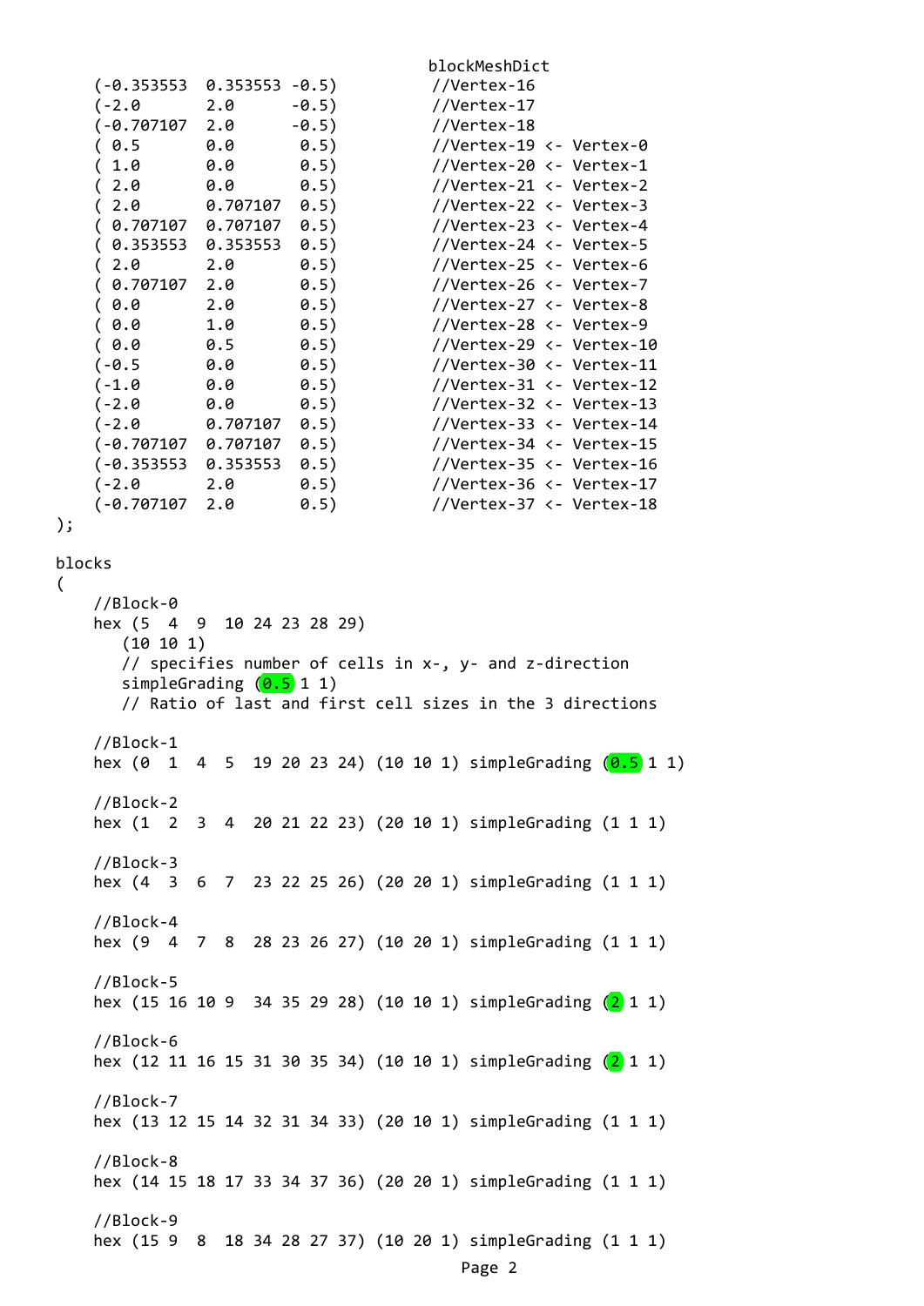```
    (-0.353553  0.353553 -0.5)          //Vertex-16
    (-2.0       2.0      -0.5)          //Vertex-17
    (-0.707107  2.0      -0.5)          //Vertex-18
    ( 0.5       0.0       0.5)          //Vertex-19 <- Vertex-0
    ( 1.0       0.0       0.5)          //Vertex-20 <- Vertex-1
    ( 2.0       0.0       0.5)          //Vertex-21 <- Vertex-2
    ( 2.0       0.707107  0.5)          //Vertex-22 <- Vertex-3
    ( 0.707107  0.707107  0.5)          //Vertex-23 <- Vertex-4
    ( 0.353553  0.353553  0.5)          //Vertex-24 <- Vertex-5
    ( 2.0       2.0       0.5)          //Vertex-25 <- Vertex-6
    ( 0.707107  2.0       0.5)          //Vertex-26 <- Vertex-7
    ( 0.0       2.0       0.5)          //Vertex-27 <- Vertex-8
    ( 0.0       1.0       0.5)          //Vertex-28 <- Vertex-9
    ( 0.0       0.5       0.5)          //Vertex-29 <- Vertex-10
    (-0.5       0.0       0.5)          //Vertex-30 <- Vertex-11
    (-1.0       0.0       0.5)          //Vertex-31 <- Vertex-12
    (-2.0       0.0       0.5)          //Vertex-32 <- Vertex-13
    (-2.0       0.707107  0.5)          //Vertex-33 <- Vertex-14
    (-0.707107  0.707107  0.5)          //Vertex-34 <- Vertex-15
    (-0.353553  0.353553  0.5)          //Vertex-35 <- Vertex-16
    (-2.0       2.0       0.5)          //Vertex-36 <- Vertex-17
    (-0.707107  2.0       0.5)          //Vertex-37 <- Vertex-18
);

blocks
(
    //Block-0
    hex (5  4  9  10 24 23 28 29)
       (10 10 1)
       // specifies number of cells in x-, y- and z-direction
       simpleGrading (0.5 1 1)
       // Ratio of last and first cell sizes in the 3 directions

    //Block-1
    hex (0  1  4  5  19 20 23 24) (10 10 1) simpleGrading (0.5 1 1)

    //Block-2
    hex (1  2  3  4  20 21 22 23) (20 10 1) simpleGrading (1 1 1)

    //Block-3
    hex (4  3  6  7  23 22 25 26) (20 20 1) simpleGrading (1 1 1)

    //Block-4
    hex (9  4  7  8  28 23 26 27) (10 20 1) simpleGrading (1 1 1)

    //Block-5
    hex (15 16 10 9  34 35 29 28) (10 10 1) simpleGrading (2 1 1)

    //Block-6
    hex (12 11 16 15 31 30 35 34) (10 10 1) simpleGrading (2 1 1)

    //Block-7
    hex (13 12 15 14 32 31 34 33) (20 10 1) simpleGrading (1 1 1)

    //Block-8
    hex (14 15 18 17 33 34 37 36) (20 20 1) simpleGrading (1 1 1)

    //Block-9
    hex (15 9  8  18 34 28 27 37) (10 20 1) simpleGrading (1 1 1)
```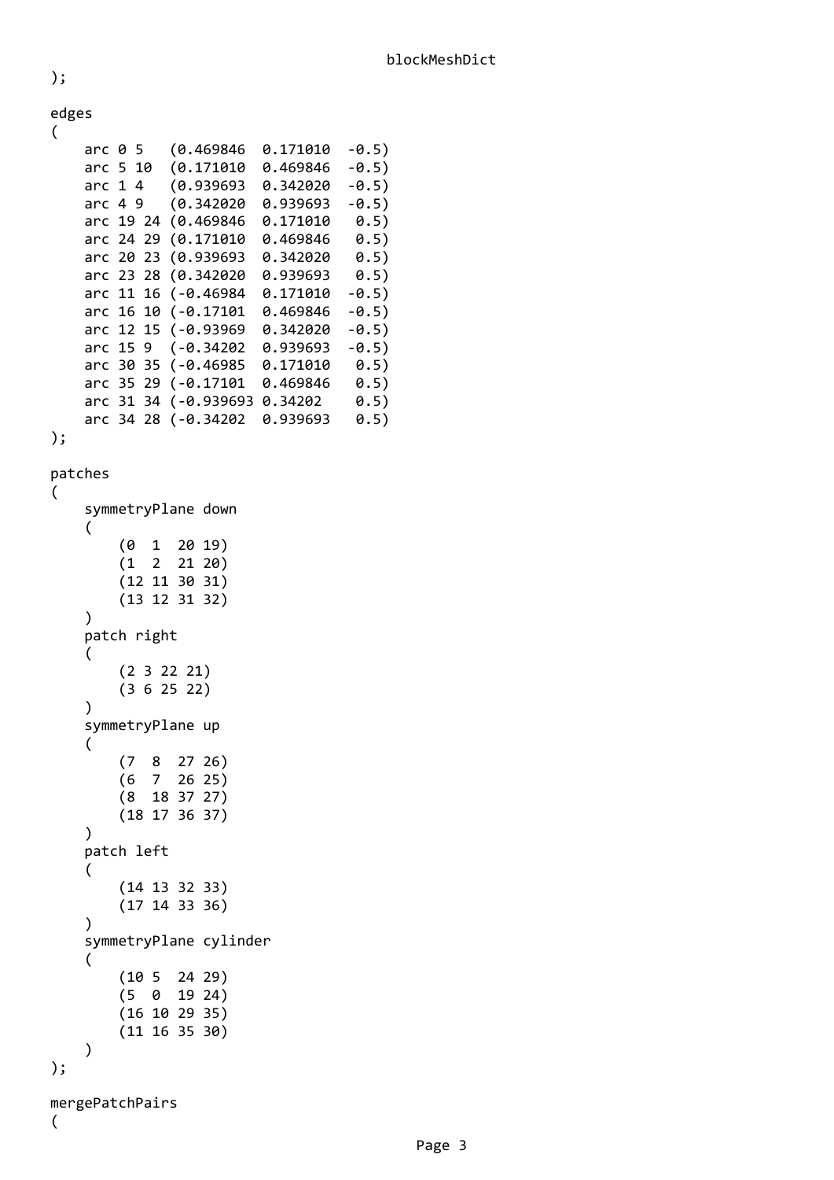```
);

edges
(
    arc 0 5   (0.469846  0.171010  -0.5)
    arc 5 10  (0.171010  0.469846  -0.5)
    arc 1 4   (0.939693  0.342020  -0.5)
    arc 4 9   (0.342020  0.939693  -0.5)
    arc 19 24 (0.469846  0.171010   0.5)
    arc 24 29 (0.171010  0.469846   0.5)
    arc 20 23 (0.939693  0.342020   0.5)
    arc 23 28 (0.342020  0.939693   0.5)
    arc 11 16 (-0.46984  0.171010  -0.5)
    arc 16 10 (-0.17101  0.469846  -0.5)
    arc 12 15 (-0.93969  0.342020  -0.5)
    arc 15 9  (-0.34202  0.939693  -0.5)
    arc 30 35 (-0.46985  0.171010   0.5)
    arc 35 29 (-0.17101  0.469846   0.5)
    arc 31 34 (-0.939693 0.34202    0.5)
    arc 34 28 (-0.34202  0.939693   0.5)
);

patches
(
    symmetryPlane down
    (
        (0  1  20 19)
        (1  2  21 20)
        (12 11 30 31)
        (13 12 31 32)
    )
    patch right
    (
        (2 3 22 21)
        (3 6 25 22)
    )
    symmetryPlane up
    (
        (7  8  27 26)
        (6  7  26 25)
        (8  18 37 27)
        (18 17 36 37)
    )
    patch left
    (
        (14 13 32 33)
        (17 14 33 36)
    )
    symmetryPlane cylinder
    (
        (10 5  24 29)
        (5  0  19 24)
        (16 10 29 35)
        (11 16 35 30)
    )
);

mergePatchPairs
(
```